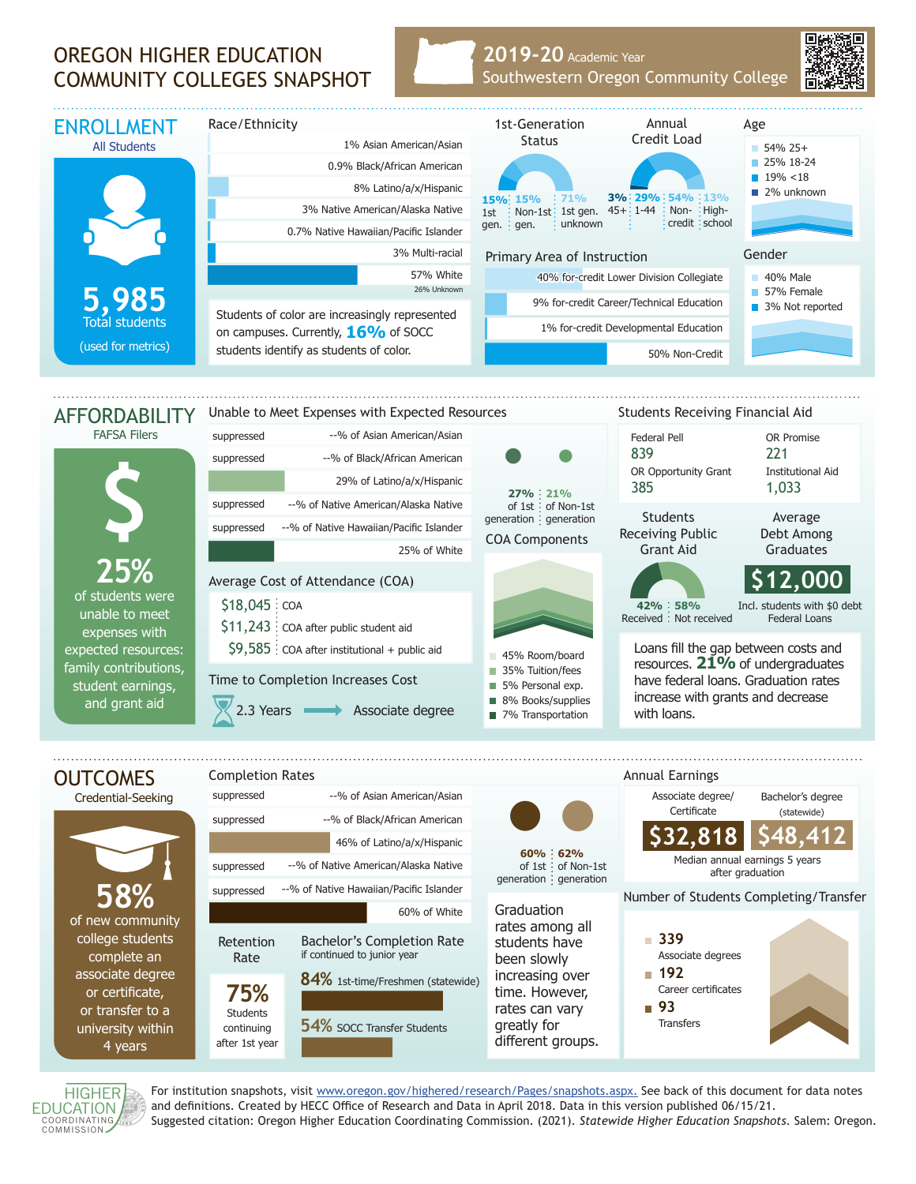# OREGON HIGHER EDUCATION COMMUNITY COLLEGES SNAPSHOT

**2019-20** Academic Year
Southwestern Oregon Community College

## ENROLLMENT

All Students

**5,985** Total students (used for metrics)

### Race/Ethnicity

- 1% Asian American/Asian
- 0.9% Black/African American
- 8% Latino/a/x/Hispanic
- 3% Native American/Alaska Native
- 0.7% Native Hawaiian/Pacific Islander
- 3% Multi-racial
- 57% White
- 26% Unknown

Students of color are increasingly represented on campuses. Currently, **16%** of SOCC students identify as students of color.

### 1st-Generation Status

| 15% | 15% | 71% |
|---|---|---|
| 1st gen. | Non-1st gen. | 1st gen. unknown |

### Annual Credit Load

| 3% | 29% | 54% | 13% |
|---|---|---|---|
| 45+ | 1-44 | Non-credit | High-school |

### Age

- 54% 25+
- 25% 18-24
- 19% <18
- 2% unknown

### Primary Area of Instruction

- 40% for-credit Lower Division Collegiate
- 9% for-credit Career/Technical Education
- 1% for-credit Developmental Education
- 50% Non-Credit

### Gender

- 40% Male
- 57% Female
- 3% Not reported

## AFFORDABILITY

FAFSA Filers

**25%** of students were unable to meet expenses with expected resources: family contributions, student earnings, and grant aid

### Unable to Meet Expenses with Expected Resources

- suppressed --% of Asian American/Asian
- suppressed --% of Black/African American
- 29% of Latino/a/x/Hispanic
- suppressed --% of Native American/Alaska Native
- suppressed --% of Native Hawaiian/Pacific Islander
- 25% of White

| 27% | 21% |
|---|---|
| of 1st generation | of Non-1st generation |

### Average Cost of Attendance (COA)

- $18,045 COA
- $11,243 COA after public student aid
- $9,585 COA after institutional + public aid

### COA Components

- 45% Room/board
- 35% Tuition/fees
- 5% Personal exp.
- 8% Books/supplies
- 7% Transportation

### Time to Completion Increases Cost

2.3 Years → Associate degree

### Students Receiving Financial Aid

| Federal Pell | OR Promise |
|---|---|
| 839 | 221 |
| **OR Opportunity Grant** | **Institutional Aid** |
| 385 | 1,033 |

### Students Receiving Public Grant Aid

| 42% | 58% |
|---|---|
| Received | Not received |

### Average Debt Among Graduates

**$12,000**

Incl. students with $0 debt Federal Loans

Loans fill the gap between costs and resources. **21%** of undergraduates have federal loans. Graduation rates increase with grants and decrease with loans.

## OUTCOMES

Credential-Seeking

**58%** of new community college students complete an associate degree or certificate, or transfer to a university within 4 years

### Completion Rates

- suppressed --% of Asian American/Asian
- suppressed --% of Black/African American
- 46% of Latino/a/x/Hispanic
- suppressed --% of Native American/Alaska Native
- suppressed --% of Native Hawaiian/Pacific Islander
- 60% of White

| 60% | 62% |
|---|---|
| of 1st generation | of Non-1st generation |

### Retention Rate

**75%** Students continuing after 1st year

### Bachelor's Completion Rate

if continued to junior year

- **84%** 1st-time/Freshmen (statewide)
- **54%** SOCC Transfer Students

Graduation rates among all students have been slowly increasing over time. However, rates can vary greatly for different groups.

### Annual Earnings

| Associate degree/ Certificate | Bachelor's degree (statewide) |
|---|---|
| $32,818 | $48,412 |

Median annual earnings 5 years after graduation

### Number of Students Completing/Transfer

- **339** Associate degrees
- **192** Career certificates
- **93** Transfers

For institution snapshots, visit www.oregon.gov/highered/research/Pages/snapshots.aspx. See back of this document for data notes and definitions. Created by HECC Office of Research and Data in April 2018. Data in this version published 06/15/21.
Suggested citation: Oregon Higher Education Coordinating Commission. (2021). *Statewide Higher Education Snapshots*. Salem: Oregon.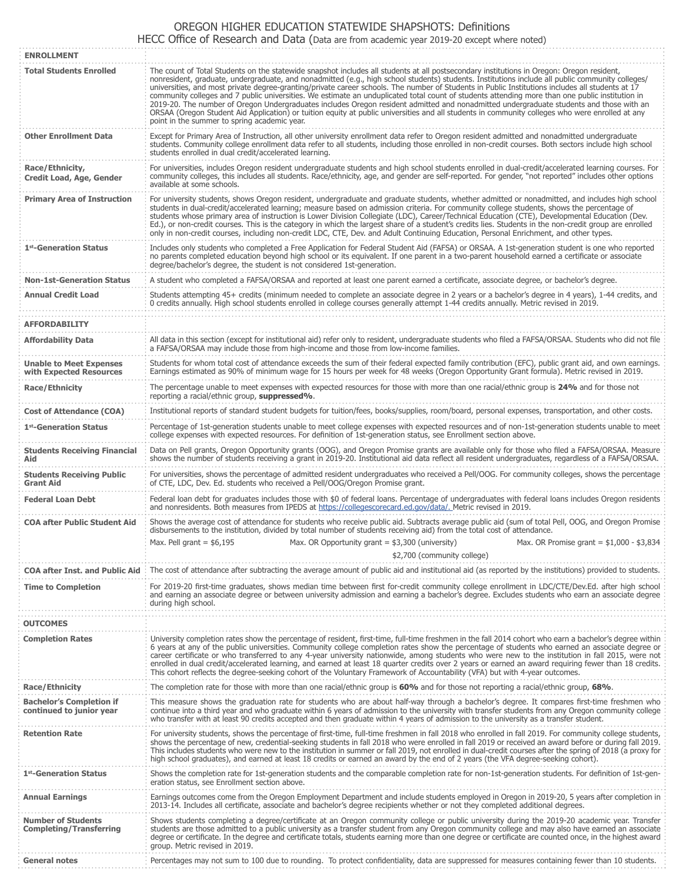# OREGON HIGHER EDUCATION STATEWIDE SHAPSHOTS: Definitions

## HECC Office of Research and Data (Data are from academic year 2019-20 except where noted)

| | |
|---|---|
| **ENROLLMENT** | |
| **Total Students Enrolled** | The count of Total Students on the statewide snapshot includes all students at all postsecondary institutions in Oregon: Oregon resident, nonresident, graduate, undergraduate, and nonadmitted (e.g., high school students) students. Institutions include all public community colleges/ universities, and most private degree-granting/private career schools. The number of Students in Public Institutions includes all students at 17 community colleges and 7 public universities. We estimate an unduplicated total count of students attending more than one public institution in 2019-20. The number of Oregon Undergraduates includes Oregon resident admitted and nonadmitted undergraduate students and those with an ORSAA (Oregon Student Aid Application) or tuition equity at public universities and all students in community colleges who were enrolled at any point in the summer to spring academic year. |
| **Other Enrollment Data** | Except for Primary Area of Instruction, all other university enrollment data refer to Oregon resident admitted and nonadmitted undergraduate students. Community college enrollment data refer to all students, including those enrolled in non-credit courses. Both sectors include high school students enrolled in dual credit/accelerated learning. |
| **Race/Ethnicity, Credit Load, Age, Gender** | For universities, includes Oregon resident undergraduate students and high school students enrolled in dual-credit/accelerated learning courses. For community colleges, this includes all students. Race/ethnicity, age, and gender are self-reported. For gender, "not reported" includes other options available at some schools. |
| **Primary Area of Instruction** | For university students, shows Oregon resident, undergraduate and graduate students, whether admitted or nonadmitted, and includes high school students in dual-credit/accelerated learning; measure based on admission criteria. For community college students, shows the percentage of students whose primary area of instruction is Lower Division Collegiate (LDC), Career/Technical Education (CTE), Developmental Education (Dev. Ed.), or non-credit courses. This is the category in which the largest share of a student's credits lies. Students in the non-credit group are enrolled only in non-credit courses, including non-credit LDC, CTE, Dev. and Adult Continuing Education, Personal Enrichment, and other types. |
| **1st-Generation Status** | Includes only students who completed a Free Application for Federal Student Aid (FAFSA) or ORSAA. A 1st-generation student is one who reported no parents completed education beyond high school or its equivalent. If one parent in a two-parent household earned a certificate or associate degree/bachelor's degree, the student is not considered 1st-generation. |
| **Non-1st-Generation Status** | A student who completed a FAFSA/ORSAA and reported at least one parent earned a certificate, associate degree, or bachelor's degree. |
| **Annual Credit Load** | Students attempting 45+ credits (minimum needed to complete an associate degree in 2 years or a bachelor's degree in 4 years), 1-44 credits, and 0 credits annually. High school students enrolled in college courses generally attempt 1-44 credits annually. Metric revised in 2019. |
| **AFFORDABILITY** | |
| **Affordability Data** | All data in this section (except for institutional aid) refer only to resident, undergraduate students who filed a FAFSA/ORSAA. Students who did not file a FAFSA/ORSAA may include those from high-income and those from low-income families. |
| **Unable to Meet Expenses with Expected Resources** | Students for whom total cost of attendance exceeds the sum of their federal expected family contribution (EFC), public grant aid, and own earnings. Earnings estimated as 90% of minimum wage for 15 hours per week for 48 weeks (Oregon Opportunity Grant formula). Metric revised in 2019. |
| **Race/Ethnicity** | The percentage unable to meet expenses with expected resources for those with more than one racial/ethnic group is **24%** and for those not reporting a racial/ethnic group, **suppressed%**. |
| **Cost of Attendance (COA)** | Institutional reports of standard student budgets for tuition/fees, books/supplies, room/board, personal expenses, transportation, and other costs. |
| **1st-Generation Status** | Percentage of 1st-generation students unable to meet college expenses with expected resources and of non-1st-generation students unable to meet college expenses with expected resources. For definition of 1st-generation status, see Enrollment section above. |
| **Students Receiving Financial Aid** | Data on Pell grants, Oregon Opportunity grants (OOG), and Oregon Promise grants are available only for those who filed a FAFSA/ORSAA. Measure shows the number of students receiving a grant in 2019-20. Institutional aid data reflect all resident undergraduates, regardless of a FAFSA/ORSAA. |
| **Students Receiving Public Grant Aid** | For universities, shows the percentage of admitted resident undergraduates who received a Pell/OOG. For community colleges, shows the percentage of CTE, LDC, Dev. Ed. students who received a Pell/OOG/Oregon Promise grant. |
| **Federal Loan Debt** | Federal loan debt for graduates includes those with $0 of federal loans. Percentage of undergraduates with federal loans includes Oregon residents and nonresidents. Both measures from IPEDS at https://collegescorecard.ed.gov/data/. Metric revised in 2019. |
| **COA after Public Student Aid** | Shows the average cost of attendance for students who receive public aid. Subtracts average public aid (sum of total Pell, OOG, and Oregon Promise disbursements to the institution, divided by total number of students receiving aid) from the total cost of attendance. Max. Pell grant = $6,195; Max. OR Opportunity grant = $3,300 (university), $2,700 (community college); Max. OR Promise grant = $1,000 - $3,834 |
| **COA after Inst. and Public Aid** | The cost of attendance after subtracting the average amount of public aid and institutional aid (as reported by the institutions) provided to students. |
| **Time to Completion** | For 2019-20 first-time graduates, shows median time between first for-credit community college enrollment in LDC/CTE/Dev.Ed. after high school and earning an associate degree or between university admission and earning a bachelor's degree. Excludes students who earn an associate degree during high school. |
| **OUTCOMES** | |
| **Completion Rates** | University completion rates show the percentage of resident, first-time, full-time freshmen in the fall 2014 cohort who earn a bachelor's degree within 6 years at any of the public universities. Community college completion rates show the percentage of students who earned an associate degree or career certificate or who transferred to any 4-year university nationwide, among students who were new to the institution in fall 2015, were not enrolled in dual credit/accelerated learning, and earned at least 18 quarter credits over 2 years or earned an award requiring fewer than 18 credits. This cohort reflects the degree-seeking cohort of the Voluntary Framework of Accountability (VFA) but with 4-year outcomes. |
| **Race/Ethnicity** | The completion rate for those with more than one racial/ethnic group is **60%** and for those not reporting a racial/ethnic group, **68%**. |
| **Bachelor's Completion if continued to junior year** | This measure shows the graduation rate for students who are about half-way through a bachelor's degree. It compares first-time freshmen who continue into a third year and who graduate within 6 years of admission to the university with transfer students from any Oregon community college who transfer with at least 90 credits accepted and then graduate within 4 years of admission to the university as a transfer student. |
| **Retention Rate** | For university students, shows the percentage of first-time, full-time freshmen in fall 2018 who enrolled in fall 2019. For community college students, shows the percentage of new, credential-seeking students in fall 2018 who were enrolled in fall 2019 or received an award before or during fall 2019. This includes students who were new to the institution in summer or fall 2019, not enrolled in dual-credit courses after the spring of 2018 (a proxy for high school graduates), and earned at least 18 credits or earned an award by the end of 2 years (the VFA degree-seeking cohort). |
| **1st-Generation Status** | Shows the completion rate for 1st-generation students and the comparable completion rate for non-1st-generation students. For definition of 1st-generation status, see Enrollment section above. |
| **Annual Earnings** | Earnings outcomes come from the Oregon Employment Department and include students employed in Oregon in 2019-20, 5 years after completion in 2013-14. Includes all certificate, associate and bachelor's degree recipients whether or not they completed additional degrees. |
| **Number of Students Completing/Transferring** | Shows students completing a degree/certificate at an Oregon community college or public university during the 2019-20 academic year. Transfer students are those admitted to a public university as a transfer student from any Oregon community college and may also have earned an associate degree or certificate. In the degree and certificate totals, students earning more than one degree or certificate are counted once, in the highest award group. Metric revised in 2019. |
| **General notes** | Percentages may not sum to 100 due to rounding. To protect confidentiality, data are suppressed for measures containing fewer than 10 students. |